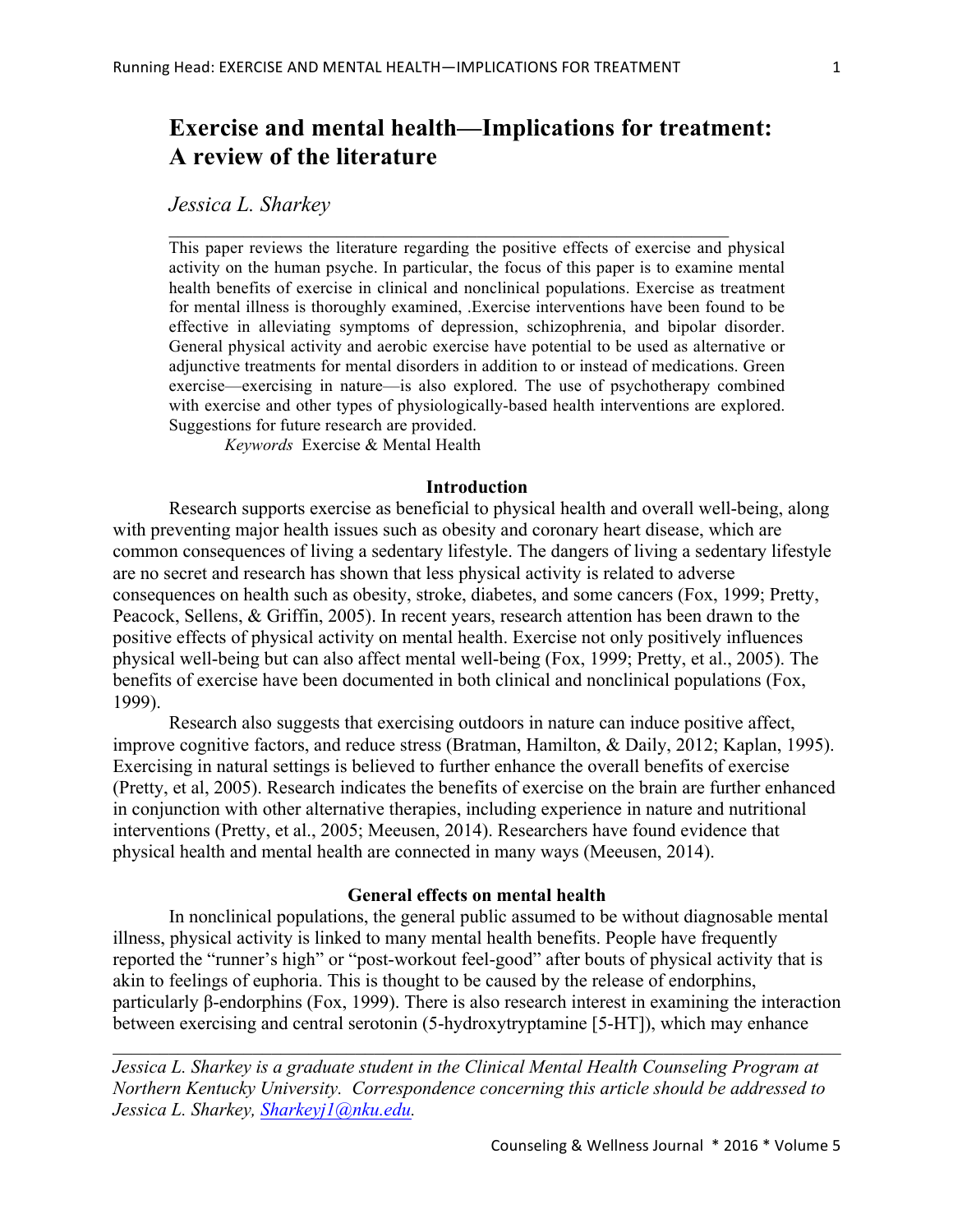# Exercise and mental health—Implications for treatment: A review of the literature

*Jessica L. Sharkey*

This paper reviews the literature regarding the positive effects of exercise and physical activity on the human psyche. In particular, the focus of this paper is to examine mental health benefits of exercise in clinical and nonclinical populations. Exercise as treatment for mental illness is thoroughly examined, .Exercise interventions have been found to be effective in alleviating symptoms of depression, schizophrenia, and bipolar disorder. General physical activity and aerobic exercise have potential to be used as alternative or adjunctive treatments for mental disorders in addition to or instead of medications. Green exercise—exercising in nature—is also explored. The use of psychotherapy combined with exercise and other types of physiologically-based health interventions are explored. Suggestions for future research are provided.

*Keywords* Exercise & Mental Health

## Introduction

Research supports exercise as beneficial to physical health and overall well-being, along with preventing major health issues such as obesity and coronary heart disease, which are common consequences of living a sedentary lifestyle. The dangers of living a sedentary lifestyle are no secret and research has shown that less physical activity is related to adverse consequences on health such as obesity, stroke, diabetes, and some cancers (Fox, 1999; Pretty, Peacock, Sellens, & Griffin, 2005). In recent years, research attention has been drawn to the positive effects of physical activity on mental health. Exercise not only positively influences physical well-being but can also affect mental well-being (Fox, 1999; Pretty, et al., 2005). The benefits of exercise have been documented in both clinical and nonclinical populations (Fox, 1999).

Research also suggests that exercising outdoors in nature can induce positive affect, improve cognitive factors, and reduce stress (Bratman, Hamilton, & Daily, 2012; Kaplan, 1995). Exercising in natural settings is believed to further enhance the overall benefits of exercise (Pretty, et al, 2005). Research indicates the benefits of exercise on the brain are further enhanced in conjunction with other alternative therapies, including experience in nature and nutritional interventions (Pretty, et al., 2005; Meeusen, 2014). Researchers have found evidence that physical health and mental health are connected in many ways (Meeusen, 2014).

## General effects on mental health

In nonclinical populations, the general public assumed to be without diagnosable mental illness, physical activity is linked to many mental health benefits. People have frequently reported the "runner's high" or "post-workout feel-good" after bouts of physical activity that is akin to feelings of euphoria. This is thought to be caused by the release of endorphins, particularly β-endorphins (Fox, 1999). There is also research interest in examining the interaction between exercising and central serotonin (5-hydroxytryptamine [5-HT]), which may enhance

*Jessica L. Sharkey is a graduate student in the Clinical Mental Health Counseling Program at Northern Kentucky University. Correspondence concerning this article should be addressed to Jessica L. Sharkey, Sharkeyj1@nku.edu.*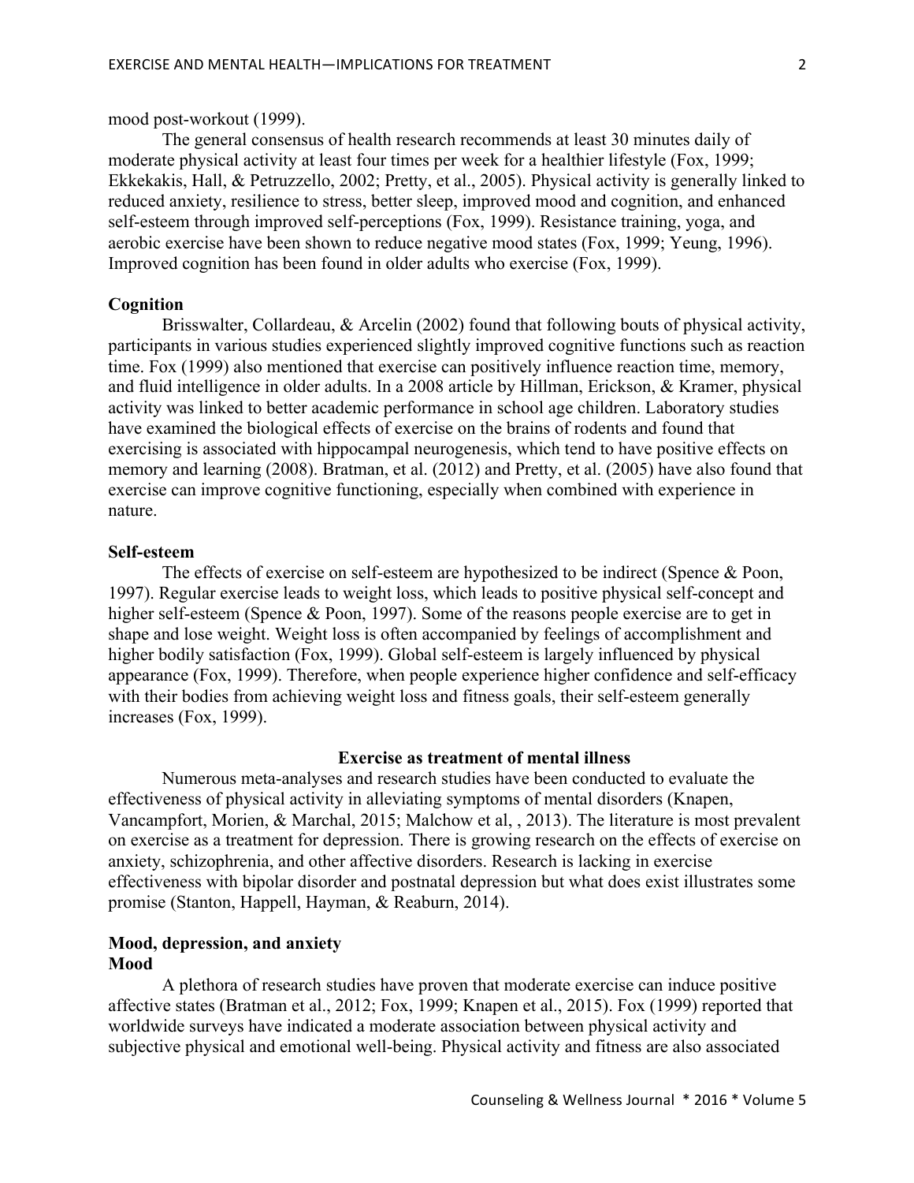mood post-workout (1999).

The general consensus of health research recommends at least 30 minutes daily of moderate physical activity at least four times per week for a healthier lifestyle (Fox, 1999; Ekkekakis, Hall, & Petruzzello, 2002; Pretty, et al., 2005). Physical activity is generally linked to reduced anxiety, resilience to stress, better sleep, improved mood and cognition, and enhanced self-esteem through improved self-perceptions (Fox, 1999). Resistance training, yoga, and aerobic exercise have been shown to reduce negative mood states (Fox, 1999; Yeung, 1996). Improved cognition has been found in older adults who exercise (Fox, 1999).

**Cognition**

Brisswalter, Collardeau, & Arcelin (2002) found that following bouts of physical activity, participants in various studies experienced slightly improved cognitive functions such as reaction time. Fox (1999) also mentioned that exercise can positively influence reaction time, memory, and fluid intelligence in older adults. In a 2008 article by Hillman, Erickson, & Kramer, physical activity was linked to better academic performance in school age children. Laboratory studies have examined the biological effects of exercise on the brains of rodents and found that exercising is associated with hippocampal neurogenesis, which tend to have positive effects on memory and learning (2008). Bratman, et al. (2012) and Pretty, et al. (2005) have also found that exercise can improve cognitive functioning, especially when combined with experience in nature.

**Self-esteem**

The effects of exercise on self-esteem are hypothesized to be indirect (Spence & Poon, 1997). Regular exercise leads to weight loss, which leads to positive physical self-concept and higher self-esteem (Spence & Poon, 1997). Some of the reasons people exercise are to get in shape and lose weight. Weight loss is often accompanied by feelings of accomplishment and higher bodily satisfaction (Fox, 1999). Global self-esteem is largely influenced by physical appearance (Fox, 1999). Therefore, when people experience higher confidence and self-efficacy with their bodies from achieving weight loss and fitness goals, their self-esteem generally increases (Fox, 1999).

## Exercise as treatment of mental illness

Numerous meta-analyses and research studies have been conducted to evaluate the effectiveness of physical activity in alleviating symptoms of mental disorders (Knapen, Vancampfort, Morien, & Marchal, 2015; Malchow et al, , 2013). The literature is most prevalent on exercise as a treatment for depression. There is growing research on the effects of exercise on anxiety, schizophrenia, and other affective disorders. Research is lacking in exercise effectiveness with bipolar disorder and postnatal depression but what does exist illustrates some promise (Stanton, Happell, Hayman, & Reaburn, 2014).

**Mood, depression, and anxiety**
**Mood**

A plethora of research studies have proven that moderate exercise can induce positive affective states (Bratman et al., 2012; Fox, 1999; Knapen et al., 2015). Fox (1999) reported that worldwide surveys have indicated a moderate association between physical activity and subjective physical and emotional well-being. Physical activity and fitness are also associated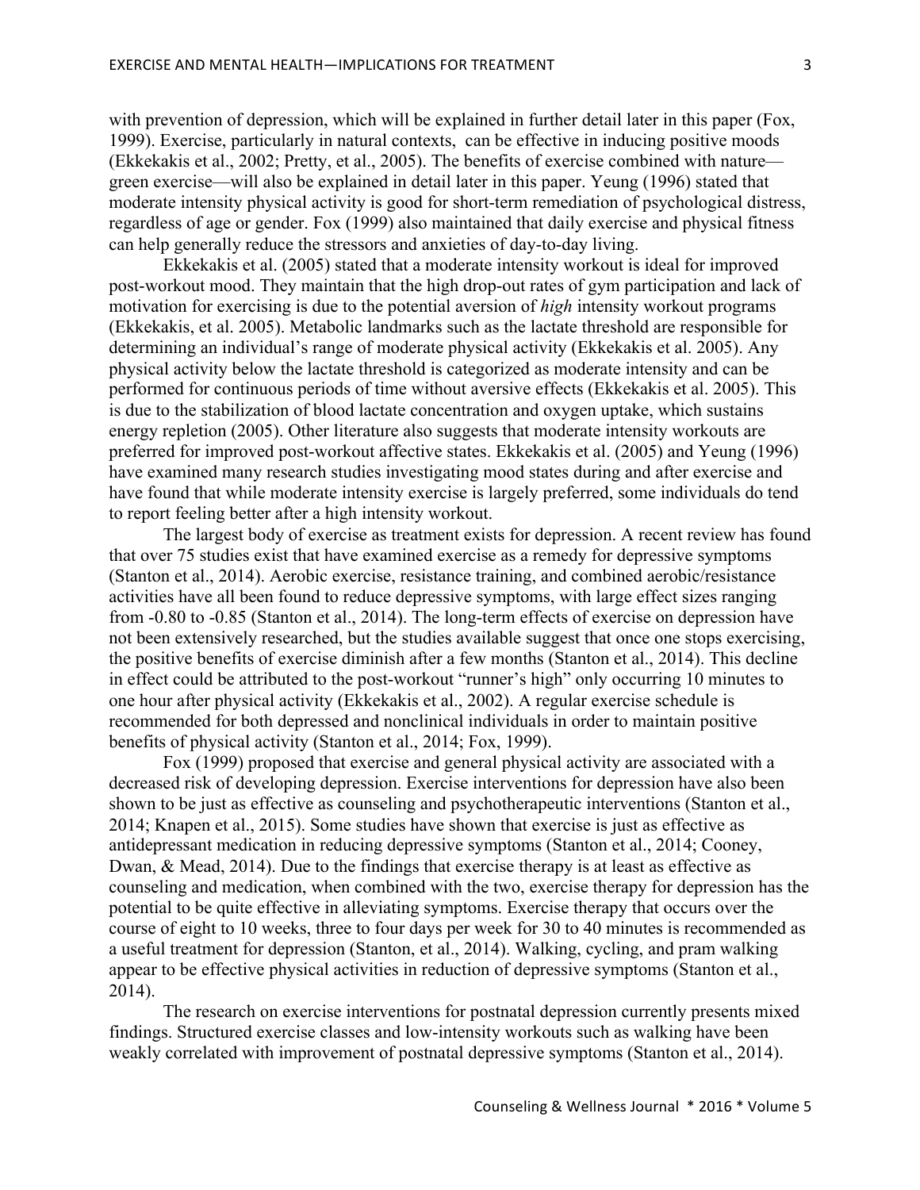with prevention of depression, which will be explained in further detail later in this paper (Fox, 1999). Exercise, particularly in natural contexts, can be effective in inducing positive moods (Ekkekakis et al., 2002; Pretty, et al., 2005). The benefits of exercise combined with nature—green exercise—will also be explained in detail later in this paper. Yeung (1996) stated that moderate intensity physical activity is good for short-term remediation of psychological distress, regardless of age or gender. Fox (1999) also maintained that daily exercise and physical fitness can help generally reduce the stressors and anxieties of day-to-day living.

Ekkekakis et al. (2005) stated that a moderate intensity workout is ideal for improved post-workout mood. They maintain that the high drop-out rates of gym participation and lack of motivation for exercising is due to the potential aversion of *high* intensity workout programs (Ekkekakis, et al. 2005). Metabolic landmarks such as the lactate threshold are responsible for determining an individual's range of moderate physical activity (Ekkekakis et al. 2005). Any physical activity below the lactate threshold is categorized as moderate intensity and can be performed for continuous periods of time without aversive effects (Ekkekakis et al. 2005). This is due to the stabilization of blood lactate concentration and oxygen uptake, which sustains energy repletion (2005). Other literature also suggests that moderate intensity workouts are preferred for improved post-workout affective states. Ekkekakis et al. (2005) and Yeung (1996) have examined many research studies investigating mood states during and after exercise and have found that while moderate intensity exercise is largely preferred, some individuals do tend to report feeling better after a high intensity workout.

The largest body of exercise as treatment exists for depression. A recent review has found that over 75 studies exist that have examined exercise as a remedy for depressive symptoms (Stanton et al., 2014). Aerobic exercise, resistance training, and combined aerobic/resistance activities have all been found to reduce depressive symptoms, with large effect sizes ranging from -0.80 to -0.85 (Stanton et al., 2014). The long-term effects of exercise on depression have not been extensively researched, but the studies available suggest that once one stops exercising, the positive benefits of exercise diminish after a few months (Stanton et al., 2014). This decline in effect could be attributed to the post-workout "runner's high" only occurring 10 minutes to one hour after physical activity (Ekkekakis et al., 2002). A regular exercise schedule is recommended for both depressed and nonclinical individuals in order to maintain positive benefits of physical activity (Stanton et al., 2014; Fox, 1999).

Fox (1999) proposed that exercise and general physical activity are associated with a decreased risk of developing depression. Exercise interventions for depression have also been shown to be just as effective as counseling and psychotherapeutic interventions (Stanton et al., 2014; Knapen et al., 2015). Some studies have shown that exercise is just as effective as antidepressant medication in reducing depressive symptoms (Stanton et al., 2014; Cooney, Dwan, & Mead, 2014). Due to the findings that exercise therapy is at least as effective as counseling and medication, when combined with the two, exercise therapy for depression has the potential to be quite effective in alleviating symptoms. Exercise therapy that occurs over the course of eight to 10 weeks, three to four days per week for 30 to 40 minutes is recommended as a useful treatment for depression (Stanton, et al., 2014). Walking, cycling, and pram walking appear to be effective physical activities in reduction of depressive symptoms (Stanton et al., 2014).

The research on exercise interventions for postnatal depression currently presents mixed findings. Structured exercise classes and low-intensity workouts such as walking have been weakly correlated with improvement of postnatal depressive symptoms (Stanton et al., 2014).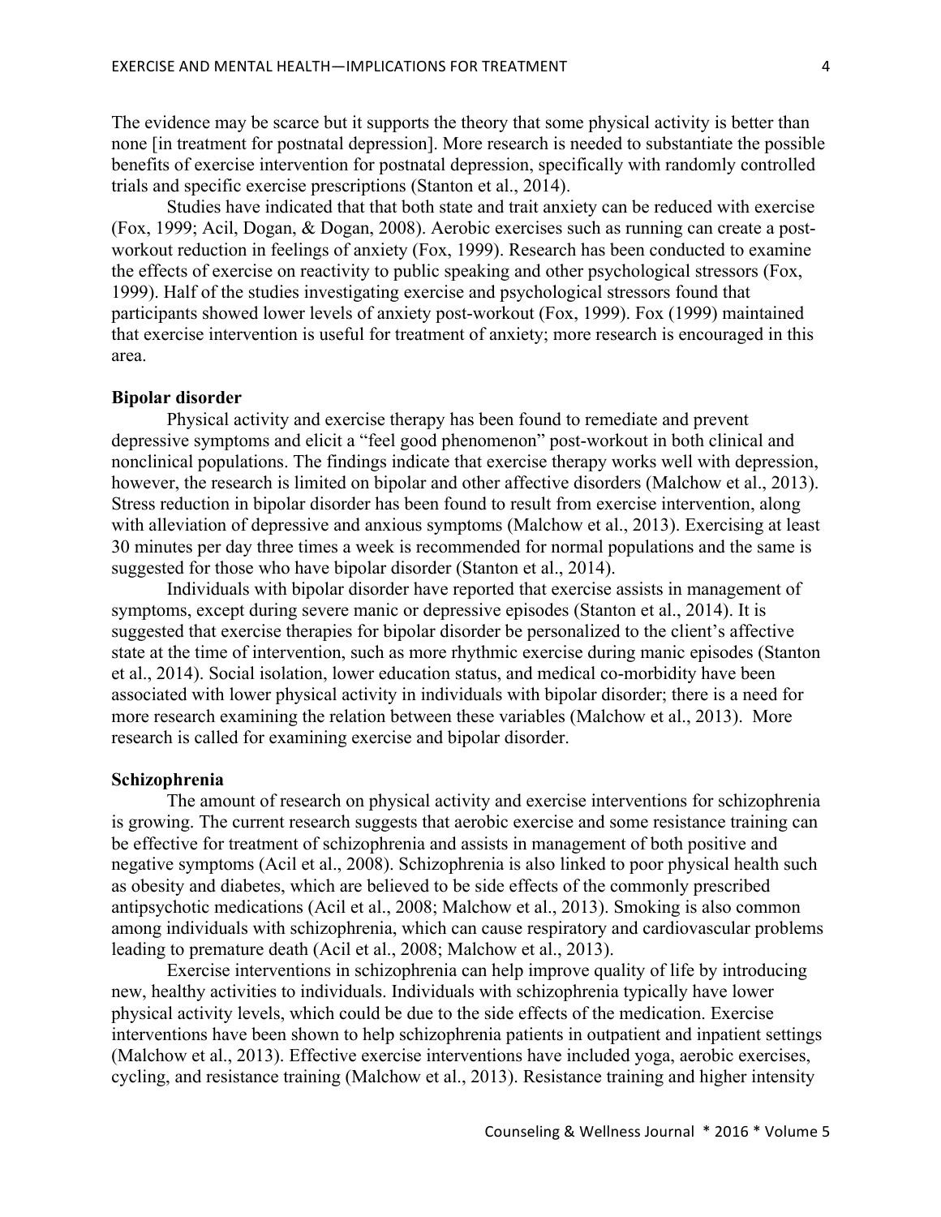The evidence may be scarce but it supports the theory that some physical activity is better than none [in treatment for postnatal depression]. More research is needed to substantiate the possible benefits of exercise intervention for postnatal depression, specifically with randomly controlled trials and specific exercise prescriptions (Stanton et al., 2014).

Studies have indicated that that both state and trait anxiety can be reduced with exercise (Fox, 1999; Acil, Dogan, & Dogan, 2008). Aerobic exercises such as running can create a post-workout reduction in feelings of anxiety (Fox, 1999). Research has been conducted to examine the effects of exercise on reactivity to public speaking and other psychological stressors (Fox, 1999). Half of the studies investigating exercise and psychological stressors found that participants showed lower levels of anxiety post-workout (Fox, 1999). Fox (1999) maintained that exercise intervention is useful for treatment of anxiety; more research is encouraged in this area.

**Bipolar disorder**

Physical activity and exercise therapy has been found to remediate and prevent depressive symptoms and elicit a "feel good phenomenon" post-workout in both clinical and nonclinical populations. The findings indicate that exercise therapy works well with depression, however, the research is limited on bipolar and other affective disorders (Malchow et al., 2013). Stress reduction in bipolar disorder has been found to result from exercise intervention, along with alleviation of depressive and anxious symptoms (Malchow et al., 2013). Exercising at least 30 minutes per day three times a week is recommended for normal populations and the same is suggested for those who have bipolar disorder (Stanton et al., 2014).

Individuals with bipolar disorder have reported that exercise assists in management of symptoms, except during severe manic or depressive episodes (Stanton et al., 2014). It is suggested that exercise therapies for bipolar disorder be personalized to the client's affective state at the time of intervention, such as more rhythmic exercise during manic episodes (Stanton et al., 2014). Social isolation, lower education status, and medical co-morbidity have been associated with lower physical activity in individuals with bipolar disorder; there is a need for more research examining the relation between these variables (Malchow et al., 2013). More research is called for examining exercise and bipolar disorder.

**Schizophrenia**

The amount of research on physical activity and exercise interventions for schizophrenia is growing. The current research suggests that aerobic exercise and some resistance training can be effective for treatment of schizophrenia and assists in management of both positive and negative symptoms (Acil et al., 2008). Schizophrenia is also linked to poor physical health such as obesity and diabetes, which are believed to be side effects of the commonly prescribed antipsychotic medications (Acil et al., 2008; Malchow et al., 2013). Smoking is also common among individuals with schizophrenia, which can cause respiratory and cardiovascular problems leading to premature death (Acil et al., 2008; Malchow et al., 2013).

Exercise interventions in schizophrenia can help improve quality of life by introducing new, healthy activities to individuals. Individuals with schizophrenia typically have lower physical activity levels, which could be due to the side effects of the medication. Exercise interventions have been shown to help schizophrenia patients in outpatient and inpatient settings (Malchow et al., 2013). Effective exercise interventions have included yoga, aerobic exercises, cycling, and resistance training (Malchow et al., 2013). Resistance training and higher intensity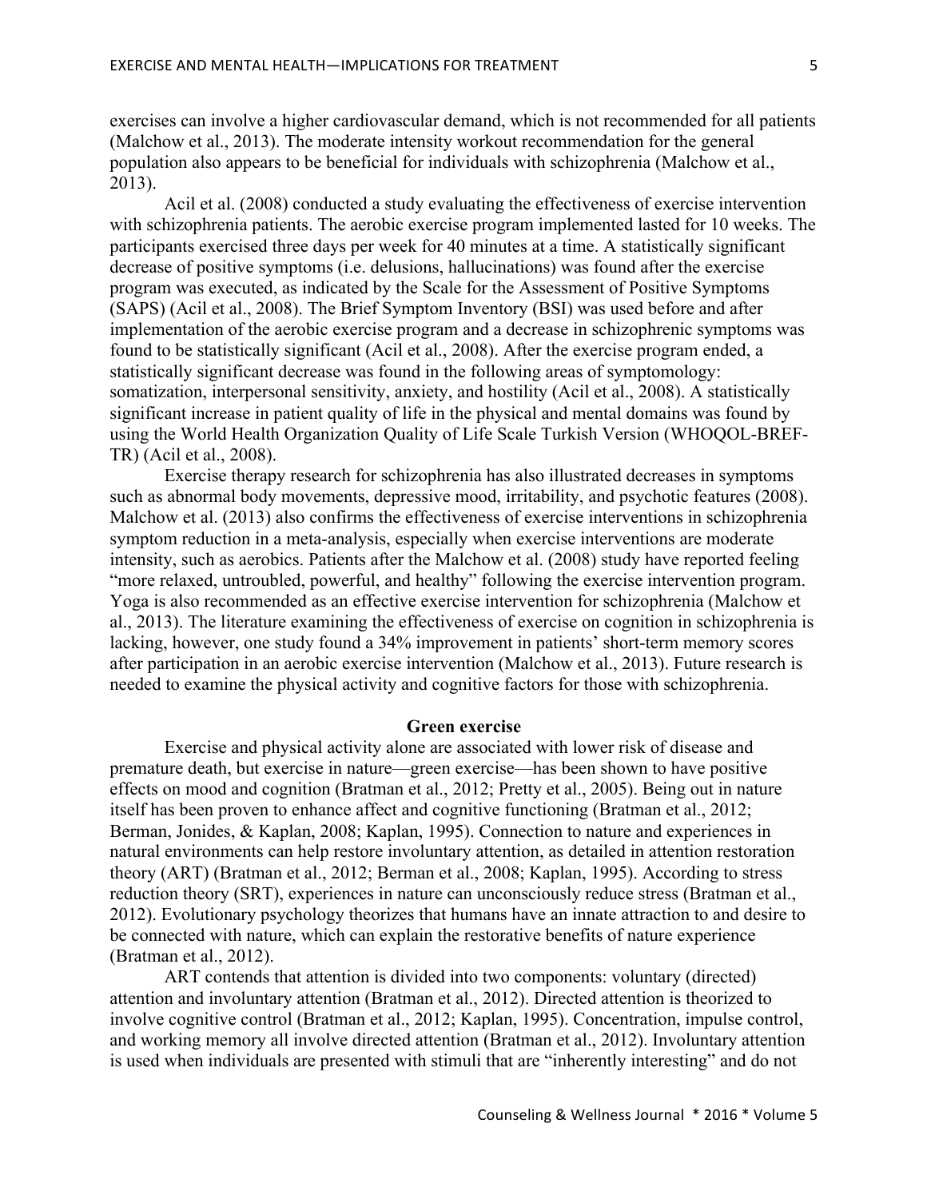exercises can involve a higher cardiovascular demand, which is not recommended for all patients (Malchow et al., 2013). The moderate intensity workout recommendation for the general population also appears to be beneficial for individuals with schizophrenia (Malchow et al., 2013).

Acil et al. (2008) conducted a study evaluating the effectiveness of exercise intervention with schizophrenia patients. The aerobic exercise program implemented lasted for 10 weeks. The participants exercised three days per week for 40 minutes at a time. A statistically significant decrease of positive symptoms (i.e. delusions, hallucinations) was found after the exercise program was executed, as indicated by the Scale for the Assessment of Positive Symptoms (SAPS) (Acil et al., 2008). The Brief Symptom Inventory (BSI) was used before and after implementation of the aerobic exercise program and a decrease in schizophrenic symptoms was found to be statistically significant (Acil et al., 2008). After the exercise program ended, a statistically significant decrease was found in the following areas of symptomology: somatization, interpersonal sensitivity, anxiety, and hostility (Acil et al., 2008). A statistically significant increase in patient quality of life in the physical and mental domains was found by using the World Health Organization Quality of Life Scale Turkish Version (WHOQOL-BREF-TR) (Acil et al., 2008).

Exercise therapy research for schizophrenia has also illustrated decreases in symptoms such as abnormal body movements, depressive mood, irritability, and psychotic features (2008). Malchow et al. (2013) also confirms the effectiveness of exercise interventions in schizophrenia symptom reduction in a meta-analysis, especially when exercise interventions are moderate intensity, such as aerobics. Patients after the Malchow et al. (2008) study have reported feeling "more relaxed, untroubled, powerful, and healthy" following the exercise intervention program. Yoga is also recommended as an effective exercise intervention for schizophrenia (Malchow et al., 2013). The literature examining the effectiveness of exercise on cognition in schizophrenia is lacking, however, one study found a 34% improvement in patients' short-term memory scores after participation in an aerobic exercise intervention (Malchow et al., 2013). Future research is needed to examine the physical activity and cognitive factors for those with schizophrenia.

## Green exercise

Exercise and physical activity alone are associated with lower risk of disease and premature death, but exercise in nature—green exercise—has been shown to have positive effects on mood and cognition (Bratman et al., 2012; Pretty et al., 2005). Being out in nature itself has been proven to enhance affect and cognitive functioning (Bratman et al., 2012; Berman, Jonides, & Kaplan, 2008; Kaplan, 1995). Connection to nature and experiences in natural environments can help restore involuntary attention, as detailed in attention restoration theory (ART) (Bratman et al., 2012; Berman et al., 2008; Kaplan, 1995). According to stress reduction theory (SRT), experiences in nature can unconsciously reduce stress (Bratman et al., 2012). Evolutionary psychology theorizes that humans have an innate attraction to and desire to be connected with nature, which can explain the restorative benefits of nature experience (Bratman et al., 2012).

ART contends that attention is divided into two components: voluntary (directed) attention and involuntary attention (Bratman et al., 2012). Directed attention is theorized to involve cognitive control (Bratman et al., 2012; Kaplan, 1995). Concentration, impulse control, and working memory all involve directed attention (Bratman et al., 2012). Involuntary attention is used when individuals are presented with stimuli that are "inherently interesting" and do not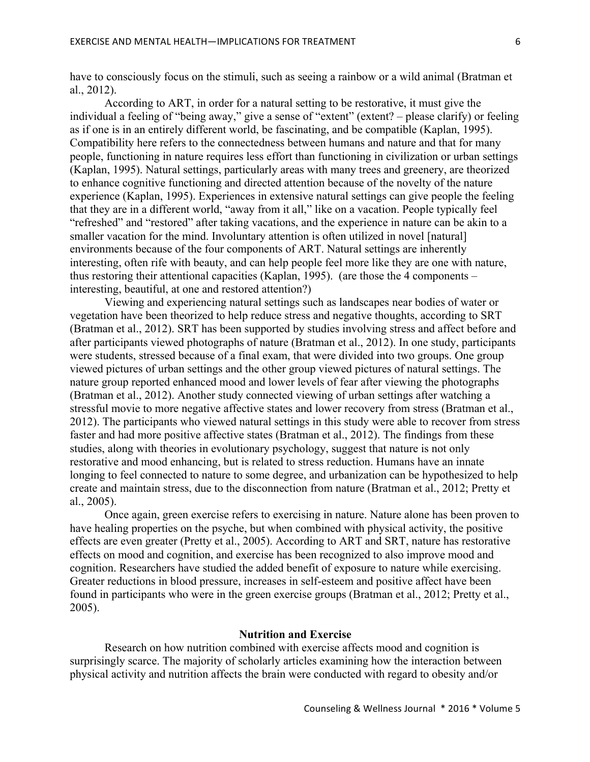have to consciously focus on the stimuli, such as seeing a rainbow or a wild animal (Bratman et al., 2012).

According to ART, in order for a natural setting to be restorative, it must give the individual a feeling of "being away," give a sense of "extent" (extent? – please clarify) or feeling as if one is in an entirely different world, be fascinating, and be compatible (Kaplan, 1995). Compatibility here refers to the connectedness between humans and nature and that for many people, functioning in nature requires less effort than functioning in civilization or urban settings (Kaplan, 1995). Natural settings, particularly areas with many trees and greenery, are theorized to enhance cognitive functioning and directed attention because of the novelty of the nature experience (Kaplan, 1995). Experiences in extensive natural settings can give people the feeling that they are in a different world, "away from it all," like on a vacation. People typically feel "refreshed" and "restored" after taking vacations, and the experience in nature can be akin to a smaller vacation for the mind. Involuntary attention is often utilized in novel [natural] environments because of the four components of ART. Natural settings are inherently interesting, often rife with beauty, and can help people feel more like they are one with nature, thus restoring their attentional capacities (Kaplan, 1995). (are those the 4 components – interesting, beautiful, at one and restored attention?)

Viewing and experiencing natural settings such as landscapes near bodies of water or vegetation have been theorized to help reduce stress and negative thoughts, according to SRT (Bratman et al., 2012). SRT has been supported by studies involving stress and affect before and after participants viewed photographs of nature (Bratman et al., 2012). In one study, participants were students, stressed because of a final exam, that were divided into two groups. One group viewed pictures of urban settings and the other group viewed pictures of natural settings. The nature group reported enhanced mood and lower levels of fear after viewing the photographs (Bratman et al., 2012). Another study connected viewing of urban settings after watching a stressful movie to more negative affective states and lower recovery from stress (Bratman et al., 2012). The participants who viewed natural settings in this study were able to recover from stress faster and had more positive affective states (Bratman et al., 2012). The findings from these studies, along with theories in evolutionary psychology, suggest that nature is not only restorative and mood enhancing, but is related to stress reduction. Humans have an innate longing to feel connected to nature to some degree, and urbanization can be hypothesized to help create and maintain stress, due to the disconnection from nature (Bratman et al., 2012; Pretty et al., 2005).

Once again, green exercise refers to exercising in nature. Nature alone has been proven to have healing properties on the psyche, but when combined with physical activity, the positive effects are even greater (Pretty et al., 2005). According to ART and SRT, nature has restorative effects on mood and cognition, and exercise has been recognized to also improve mood and cognition. Researchers have studied the added benefit of exposure to nature while exercising. Greater reductions in blood pressure, increases in self-esteem and positive affect have been found in participants who were in the green exercise groups (Bratman et al., 2012; Pretty et al., 2005).

## Nutrition and Exercise

Research on how nutrition combined with exercise affects mood and cognition is surprisingly scarce. The majority of scholarly articles examining how the interaction between physical activity and nutrition affects the brain were conducted with regard to obesity and/or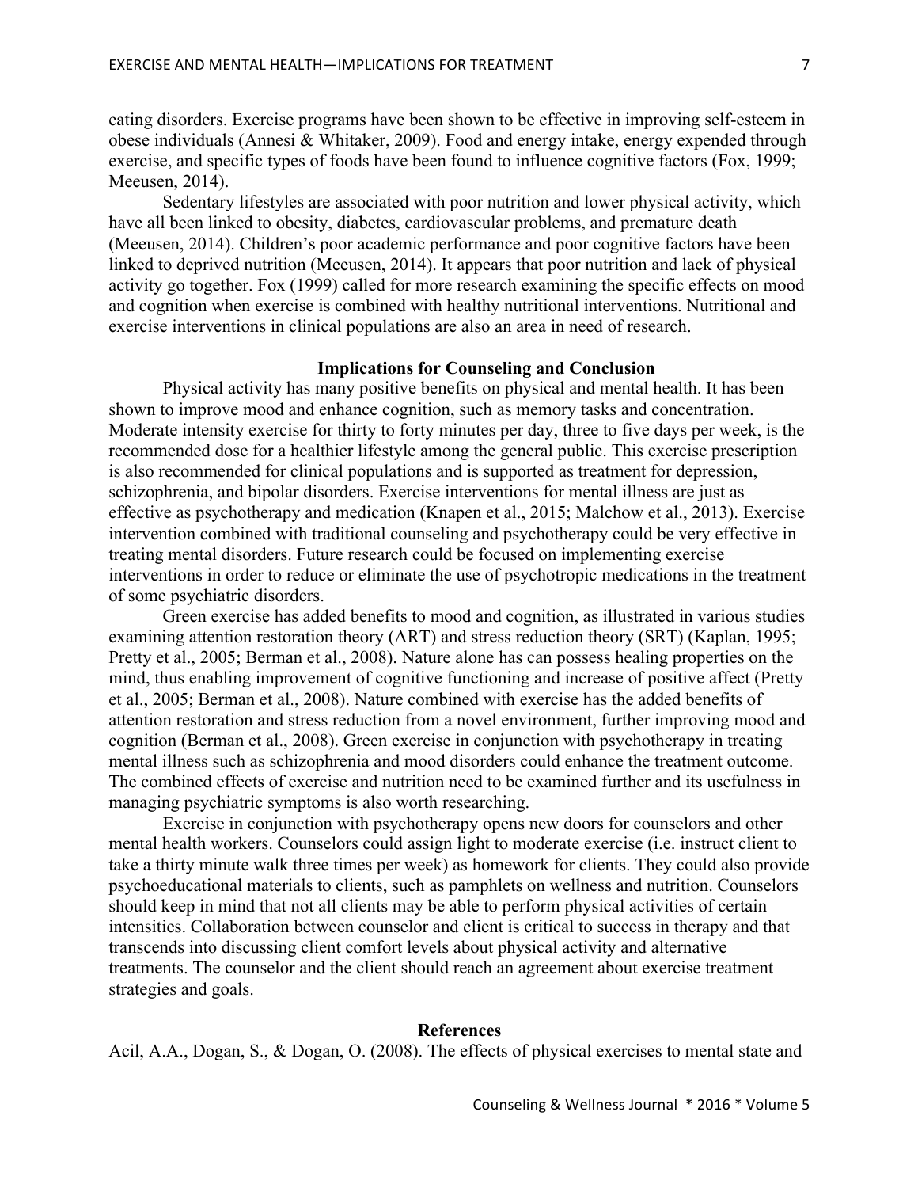eating disorders. Exercise programs have been shown to be effective in improving self-esteem in obese individuals (Annesi & Whitaker, 2009). Food and energy intake, energy expended through exercise, and specific types of foods have been found to influence cognitive factors (Fox, 1999; Meeusen, 2014).

Sedentary lifestyles are associated with poor nutrition and lower physical activity, which have all been linked to obesity, diabetes, cardiovascular problems, and premature death (Meeusen, 2014). Children's poor academic performance and poor cognitive factors have been linked to deprived nutrition (Meeusen, 2014). It appears that poor nutrition and lack of physical activity go together. Fox (1999) called for more research examining the specific effects on mood and cognition when exercise is combined with healthy nutritional interventions. Nutritional and exercise interventions in clinical populations are also an area in need of research.

## Implications for Counseling and Conclusion

Physical activity has many positive benefits on physical and mental health. It has been shown to improve mood and enhance cognition, such as memory tasks and concentration. Moderate intensity exercise for thirty to forty minutes per day, three to five days per week, is the recommended dose for a healthier lifestyle among the general public. This exercise prescription is also recommended for clinical populations and is supported as treatment for depression, schizophrenia, and bipolar disorders. Exercise interventions for mental illness are just as effective as psychotherapy and medication (Knapen et al., 2015; Malchow et al., 2013). Exercise intervention combined with traditional counseling and psychotherapy could be very effective in treating mental disorders. Future research could be focused on implementing exercise interventions in order to reduce or eliminate the use of psychotropic medications in the treatment of some psychiatric disorders.

Green exercise has added benefits to mood and cognition, as illustrated in various studies examining attention restoration theory (ART) and stress reduction theory (SRT) (Kaplan, 1995; Pretty et al., 2005; Berman et al., 2008). Nature alone has can possess healing properties on the mind, thus enabling improvement of cognitive functioning and increase of positive affect (Pretty et al., 2005; Berman et al., 2008). Nature combined with exercise has the added benefits of attention restoration and stress reduction from a novel environment, further improving mood and cognition (Berman et al., 2008). Green exercise in conjunction with psychotherapy in treating mental illness such as schizophrenia and mood disorders could enhance the treatment outcome. The combined effects of exercise and nutrition need to be examined further and its usefulness in managing psychiatric symptoms is also worth researching.

Exercise in conjunction with psychotherapy opens new doors for counselors and other mental health workers. Counselors could assign light to moderate exercise (i.e. instruct client to take a thirty minute walk three times per week) as homework for clients. They could also provide psychoeducational materials to clients, such as pamphlets on wellness and nutrition. Counselors should keep in mind that not all clients may be able to perform physical activities of certain intensities. Collaboration between counselor and client is critical to success in therapy and that transcends into discussing client comfort levels about physical activity and alternative treatments. The counselor and the client should reach an agreement about exercise treatment strategies and goals.

## References

Acil, A.A., Dogan, S., & Dogan, O. (2008). The effects of physical exercises to mental state and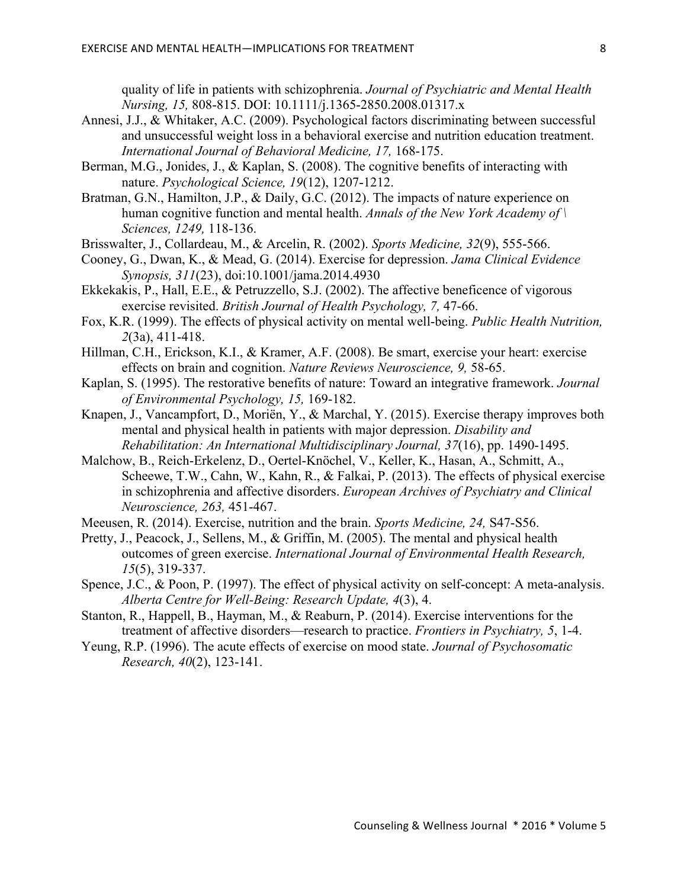quality of life in patients with schizophrenia. *Journal of Psychiatric and Mental Health Nursing, 15,* 808-815. DOI: 10.1111/j.1365-2850.2008.01317.x

Annesi, J.J., & Whitaker, A.C. (2009). Psychological factors discriminating between successful and unsuccessful weight loss in a behavioral exercise and nutrition education treatment. *International Journal of Behavioral Medicine, 17,* 168-175.

Berman, M.G., Jonides, J., & Kaplan, S. (2008). The cognitive benefits of interacting with nature. *Psychological Science, 19*(12), 1207-1212.

Bratman, G.N., Hamilton, J.P., & Daily, G.C. (2012). The impacts of nature experience on human cognitive function and mental health. *Annals of the New York Academy of \ Sciences, 1249,* 118-136.

Brisswalter, J., Collardeau, M., & Arcelin, R. (2002). *Sports Medicine, 32*(9), 555-566.

Cooney, G., Dwan, K., & Mead, G. (2014). Exercise for depression. *Jama Clinical Evidence Synopsis, 311*(23), doi:10.1001/jama.2014.4930

Ekkekakis, P., Hall, E.E., & Petruzzello, S.J. (2002). The affective beneficence of vigorous exercise revisited. *British Journal of Health Psychology, 7,* 47-66.

Fox, K.R. (1999). The effects of physical activity on mental well-being. *Public Health Nutrition, 2*(3a), 411-418.

Hillman, C.H., Erickson, K.I., & Kramer, A.F. (2008). Be smart, exercise your heart: exercise effects on brain and cognition. *Nature Reviews Neuroscience, 9,* 58-65.

Kaplan, S. (1995). The restorative benefits of nature: Toward an integrative framework. *Journal of Environmental Psychology, 15,* 169-182.

Knapen, J., Vancampfort, D., Moriën, Y., & Marchal, Y. (2015). Exercise therapy improves both mental and physical health in patients with major depression. *Disability and Rehabilitation: An International Multidisciplinary Journal, 37*(16), pp. 1490-1495.

Malchow, B., Reich-Erkelenz, D., Oertel-Knöchel, V., Keller, K., Hasan, A., Schmitt, A., Scheewe, T.W., Cahn, W., Kahn, R., & Falkai, P. (2013). The effects of physical exercise in schizophrenia and affective disorders. *European Archives of Psychiatry and Clinical Neuroscience, 263,* 451-467.

Meeusen, R. (2014). Exercise, nutrition and the brain. *Sports Medicine, 24,* S47-S56.

Pretty, J., Peacock, J., Sellens, M., & Griffin, M. (2005). The mental and physical health outcomes of green exercise. *International Journal of Environmental Health Research, 15*(5), 319-337.

Spence, J.C., & Poon, P. (1997). The effect of physical activity on self-concept: A meta-analysis. *Alberta Centre for Well-Being: Research Update, 4*(3), 4.

Stanton, R., Happell, B., Hayman, M., & Reaburn, P. (2014). Exercise interventions for the treatment of affective disorders—research to practice. *Frontiers in Psychiatry, 5*, 1-4.

Yeung, R.P. (1996). The acute effects of exercise on mood state. *Journal of Psychosomatic Research, 40*(2), 123-141.